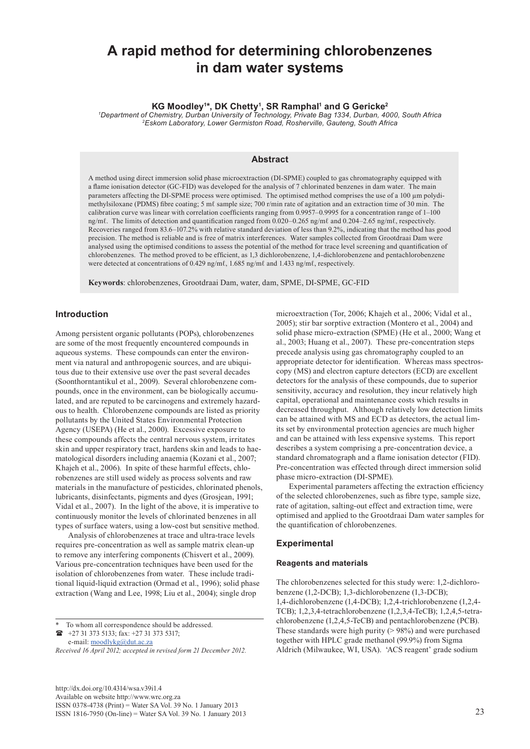# A rapid method for determining chlorobenzenes in dam water systems

**KG Moodley[1]*, DK Chetty[1], SR Ramphal[1] and G Gericke[2]**

[1]*Department of Chemistry, Durban University of Technology, Private Bag 1334, Durban, 4000, South Africa*
[2]*Eskom Laboratory, Lower Germiston Road, Rosherville, Gauteng, South Africa*

## Abstract

A method using direct immersion solid phase microextraction (DI-SPME) coupled to gas chromatography equipped with a flame ionisation detector (GC-FID) was developed for the analysis of 7 chlorinated benzenes in dam water. The main parameters affecting the DI-SPME process were optimised. The optimised method comprises the use of a 100 µm polydimethylsiloxane (PDMS) fibre coating; 5 mℓ sample size; 700 r/min rate of agitation and an extraction time of 30 min. The calibration curve was linear with correlation coefficients ranging from 0.9957–0.9995 for a concentration range of 1–100 ng/mℓ. The limits of detection and quantification ranged from 0.020–0.265 ng/mℓ and 0.204–2.65 ng/mℓ, respectively. Recoveries ranged from 83.6–107.2% with relative standard deviation of less than 9.2%, indicating that the method has good precision. The method is reliable and is free of matrix interferences. Water samples collected from Grootdraai Dam were analysed using the optimised conditions to assess the potential of the method for trace level screening and quantification of chlorobenzenes. The method proved to be efficient, as 1,3 dichlorobenzene, 1,4-dichlorobenzene and pentachlorobenzene were detected at concentrations of 0.429 ng/mℓ, 1.685 ng/mℓ and 1.433 ng/mℓ, respectively.

**Keywords**: chlorobenzenes, Grootdraai Dam, water, dam, SPME, DI-SPME, GC-FID

## Introduction

Among persistent organic pollutants (POPs), chlorobenzenes are some of the most frequently encountered compounds in aqueous systems. These compounds can enter the environment via natural and anthropogenic sources, and are ubiquitous due to their extensive use over the past several decades (Soonthorntantikul et al., 2009). Several chlorobenzene compounds, once in the environment, can be biologically accumulated, and are reputed to be carcinogens and extremely hazardous to health. Chlorobenzene compounds are listed as priority pollutants by the United States Environmental Protection Agency (USEPA) (He et al., 2000). Excessive exposure to these compounds affects the central nervous system, irritates skin and upper respiratory tract, hardens skin and leads to haematological disorders including anaemia (Kozani et al., 2007; Khajeh et al., 2006). In spite of these harmful effects, chlorobenzenes are still used widely as process solvents and raw materials in the manufacture of pesticides, chlorinated phenols, lubricants, disinfectants, pigments and dyes (Grosjean, 1991; Vidal et al., 2007). In the light of the above, it is imperative to continuously monitor the levels of chlorinated benzenes in all types of surface waters, using a low-cost but sensitive method.

Analysis of chlorobenzenes at trace and ultra-trace levels requires pre-concentration as well as sample matrix clean-up to remove any interfering components (Chisvert et al., 2009). Various pre-concentration techniques have been used for the isolation of chlorobenzenes from water. These include traditional liquid-liquid extraction (Ormad et al., 1996); solid phase extraction (Wang and Lee, 1998; Liu et al., 2004); single drop microextraction (Tor, 2006; Khajeh et al., 2006; Vidal et al., 2005); stir bar sorptive extraction (Montero et al., 2004) and solid phase micro-extraction (SPME) (He et al., 2000; Wang et al., 2003; Huang et al., 2007). These pre-concentration steps precede analysis using gas chromatography coupled to an appropriate detector for identification. Whereas mass spectroscopy (MS) and electron capture detectors (ECD) are excellent detectors for the analysis of these compounds, due to superior sensitivity, accuracy and resolution, they incur relatively high capital, operational and maintenance costs which results in decreased throughput. Although relatively low detection limits can be attained with MS and ECD as detectors, the actual limits set by environmental protection agencies are much higher and can be attained with less expensive systems. This report describes a system comprising a pre-concentration device, a standard chromatograph and a flame ionisation detector (FID). Pre-concentration was effected through direct immersion solid phase micro-extraction (DI-SPME).

Experimental parameters affecting the extraction efficiency of the selected chlorobenzenes, such as fibre type, sample size, rate of agitation, salting-out effect and extraction time, were optimised and applied to the Grootdraai Dam water samples for the quantification of chlorobenzenes.

## Experimental

### Reagents and materials

The chlorobenzenes selected for this study were: 1,2-dichlorobenzene (1,2-DCB); 1,3-dichlorobenzene (1,3-DCB); 1,4-dichlorobenzene (1,4-DCB); 1,2,4-trichlorobenzene (1,2,4-TCB); 1,2,3,4-tetrachlorobenzene (1,2,3,4-TeCB); 1,2,4,5-tetrachlorobenzene (1,2,4,5-TeCB) and pentachlorobenzene (PCB). These standards were high purity (> 98%) and were purchased together with HPLC grade methanol (99.9%) from Sigma Aldrich (Milwaukee, WI, USA). 'ACS reagent' grade sodium

---

\* To whom all correspondence should be addressed.
☎ +27 31 373 5133; fax: +27 31 373 5317;
e-mail: moodlykg@dut.ac.za

*Received 16 April 2012; accepted in revised form 21 December 2012.*

http://dx.doi.org/10.4314/wsa.v39i1.4
Available on website http://www.wrc.org.za
ISSN 0378-4738 (Print) = Water SA Vol. 39 No. 1 January 2013
ISSN 1816-7950 (On-line) = Water SA Vol. 39 No. 1 January 2013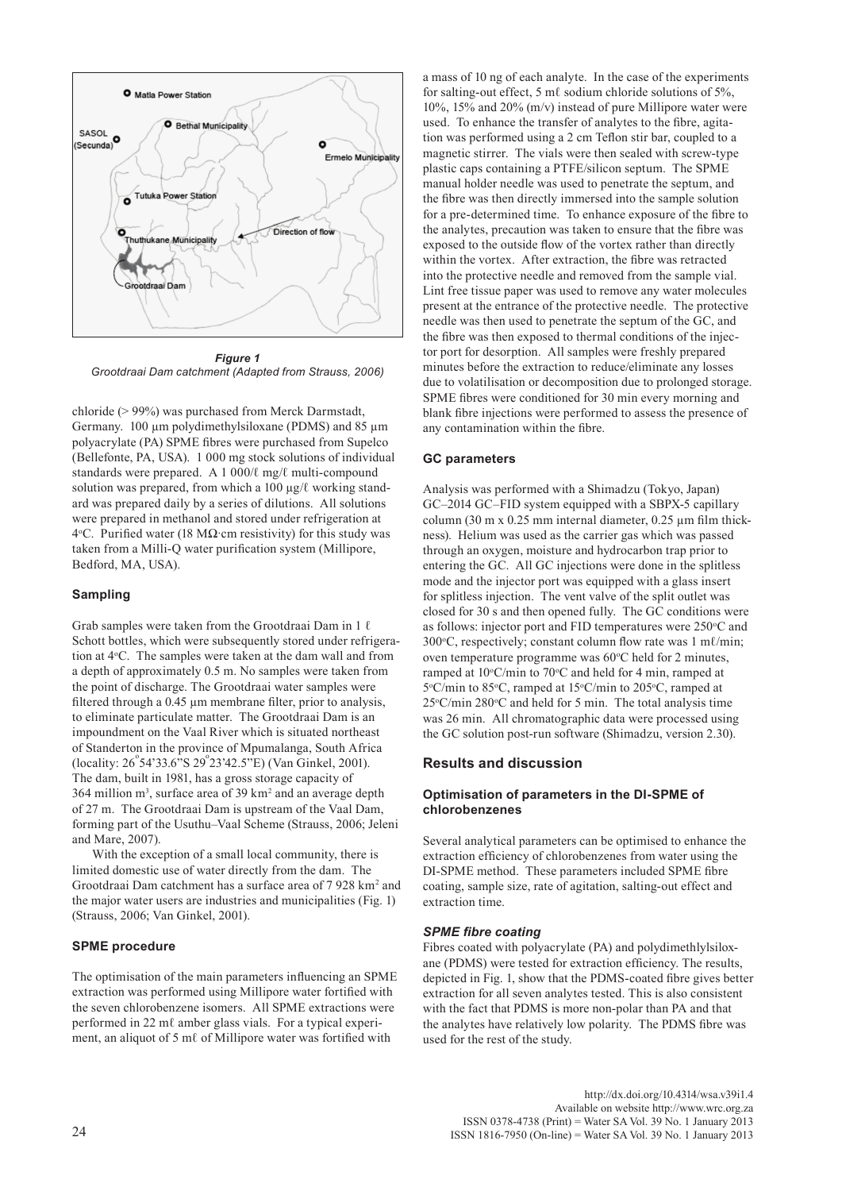*Figure 1*
*Grootdraai Dam catchment (Adapted from Strauss, 2006)*

chloride (> 99%) was purchased from Merck Darmstadt, Germany. 100 µm polydimethylsiloxane (PDMS) and 85 µm polyacrylate (PA) SPME fibres were purchased from Supelco (Bellefonte, PA, USA). 1 000 mg stock solutions of individual standards were prepared. A 1 000/ℓ mg/ℓ multi-compound solution was prepared, from which a 100 µg/ℓ working standard was prepared daily by a series of dilutions. All solutions were prepared in methanol and stored under refrigeration at 4°C. Purified water (18 MΩ·cm resistivity) for this study was taken from a Milli-Q water purification system (Millipore, Bedford, MA, USA).

### Sampling

Grab samples were taken from the Grootdraai Dam in 1 ℓ Schott bottles, which were subsequently stored under refrigeration at 4°C. The samples were taken at the dam wall and from a depth of approximately 0.5 m. No samples were taken from the point of discharge. The Grootdraai water samples were filtered through a 0.45 µm membrane filter, prior to analysis, to eliminate particulate matter. The Grootdraai Dam is an impoundment on the Vaal River which is situated northeast of Standerton in the province of Mpumalanga, South Africa (locality: 26°54'33.6"S 29°23'42.5"E) (Van Ginkel, 2001). The dam, built in 1981, has a gross storage capacity of 364 million m³, surface area of 39 km² and an average depth of 27 m. The Grootdraai Dam is upstream of the Vaal Dam, forming part of the Usuthu–Vaal Scheme (Strauss, 2006; Jeleni and Mare, 2007).

With the exception of a small local community, there is limited domestic use of water directly from the dam. The Grootdraai Dam catchment has a surface area of 7 928 km² and the major water users are industries and municipalities (Fig. 1) (Strauss, 2006; Van Ginkel, 2001).

### SPME procedure

The optimisation of the main parameters influencing an SPME extraction was performed using Millipore water fortified with the seven chlorobenzene isomers. All SPME extractions were performed in 22 mℓ amber glass vials. For a typical experiment, an aliquot of 5 mℓ of Millipore water was fortified with a mass of 10 ng of each analyte. In the case of the experiments for salting-out effect, 5 mℓ sodium chloride solutions of 5%, 10%, 15% and 20% (m/v) instead of pure Millipore water were used. To enhance the transfer of analytes to the fibre, agitation was performed using a 2 cm Teflon stir bar, coupled to a magnetic stirrer. The vials were then sealed with screw-type plastic caps containing a PTFE/silicon septum. The SPME manual holder needle was used to penetrate the septum, and the fibre was then directly immersed into the sample solution for a pre-determined time. To enhance exposure of the fibre to the analytes, precaution was taken to ensure that the fibre was exposed to the outside flow of the vortex rather than directly within the vortex. After extraction, the fibre was retracted into the protective needle and removed from the sample vial. Lint free tissue paper was used to remove any water molecules present at the entrance of the protective needle. The protective needle was then used to penetrate the septum of the GC, and the fibre was then exposed to thermal conditions of the injector port for desorption. All samples were freshly prepared minutes before the extraction to reduce/eliminate any losses due to volatilisation or decomposition due to prolonged storage. SPME fibres were conditioned for 30 min every morning and blank fibre injections were performed to assess the presence of any contamination within the fibre.

### GC parameters

Analysis was performed with a Shimadzu (Tokyo, Japan) GC–2014 GC–FID system equipped with a SBPX-5 capillary column (30 m x 0.25 mm internal diameter, 0.25 µm film thickness). Helium was used as the carrier gas which was passed through an oxygen, moisture and hydrocarbon trap prior to entering the GC. All GC injections were done in the splitless mode and the injector port was equipped with a glass insert for splitless injection. The vent valve of the split outlet was closed for 30 s and then opened fully. The GC conditions were as follows: injector port and FID temperatures were 250°C and 300°C, respectively; constant column flow rate was 1 mℓ/min; oven temperature programme was 60°C held for 2 minutes, ramped at 10°C/min to 70°C and held for 4 min, ramped at 5°C/min to 85°C, ramped at 15°C/min to 205°C, ramped at 25°C/min 280°C and held for 5 min. The total analysis time was 26 min. All chromatographic data were processed using the GC solution post-run software (Shimadzu, version 2.30).

## Results and discussion

### Optimisation of parameters in the DI-SPME of chlorobenzenes

Several analytical parameters can be optimised to enhance the extraction efficiency of chlorobenzenes from water using the DI-SPME method. These parameters included SPME fibre coating, sample size, rate of agitation, salting-out effect and extraction time.

#### *SPME fibre coating*

Fibres coated with polyacrylate (PA) and polydimethlylsiloxane (PDMS) were tested for extraction efficiency. The results, depicted in Fig. 1, show that the PDMS-coated fibre gives better extraction for all seven analytes tested. This is also consistent with the fact that PDMS is more non-polar than PA and that the analytes have relatively low polarity. The PDMS fibre was used for the rest of the study.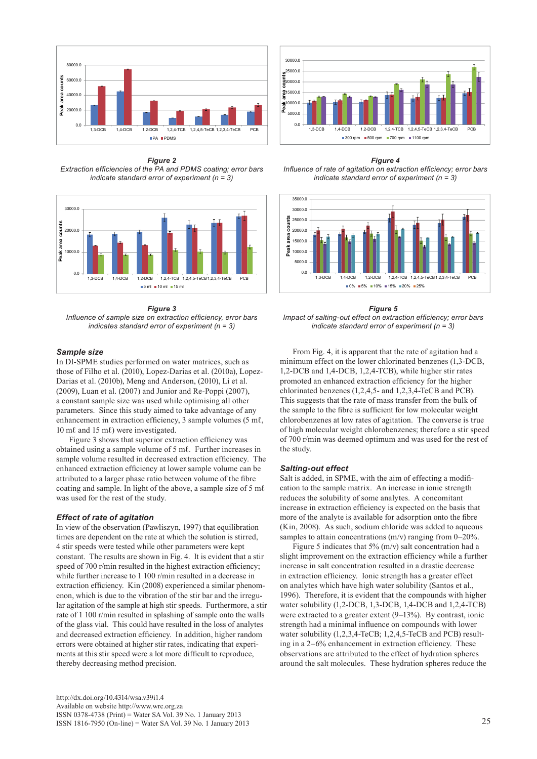*Figure 2*
*Extraction efficiencies of the PA and PDMS coating; error bars indicate standard error of experiment (n = 3)*

*Figure 4*
*Influence of rate of agitation on extraction efficiency; error bars indicate standard error of experiment (n = 3)*

*Figure 3*
*Influence of sample size on extraction efficiency, error bars indicates standard error of experiment (n = 3)*

*Figure 5*
*Impact of salting-out effect on extraction efficiency; error bars indicate standard error of experiment (n = 3)*

### Sample size

In DI-SPME studies performed on water matrices, such as those of Filho et al. (2010), Lopez-Darias et al. (2010a), Lopez-Darias et al. (2010b), Meng and Anderson, (2010), Li et al. (2009), Luan et al. (2007) and Junior and Re-Poppi (2007), a constant sample size was used while optimising all other parameters. Since this study aimed to take advantage of any enhancement in extraction efficiency, 3 sample volumes (5 mℓ, 10 mℓ and 15 mℓ) were investigated.

Figure 3 shows that superior extraction efficiency was obtained using a sample volume of 5 mℓ. Further increases in sample volume resulted in decreased extraction efficiency. The enhanced extraction efficiency at lower sample volume can be attributed to a larger phase ratio between volume of the fibre coating and sample. In light of the above, a sample size of 5 mℓ was used for the rest of the study.

### Effect of rate of agitation

In view of the observation (Pawliszyn, 1997) that equilibration times are dependent on the rate at which the solution is stirred, 4 stir speeds were tested while other parameters were kept constant. The results are shown in Fig. 4. It is evident that a stir speed of 700 r/min resulted in the highest extraction efficiency; while further increase to 1 100 r/min resulted in a decrease in extraction efficiency. Kin (2008) experienced a similar phenomenon, which is due to the vibration of the stir bar and the irregular agitation of the sample at high stir speeds. Furthermore, a stir rate of 1 100 r/min resulted in splashing of sample onto the walls of the glass vial. This could have resulted in the loss of analytes and decreased extraction efficiency. In addition, higher random errors were obtained at higher stir rates, indicating that experiments at this stir speed were a lot more difficult to reproduce, thereby decreasing method precision.

From Fig. 4, it is apparent that the rate of agitation had a minimum effect on the lower chlorinated benzenes (1,3-DCB, 1,2-DCB and 1,4-DCB, 1,2,4-TCB), while higher stir rates promoted an enhanced extraction efficiency for the higher chlorinated benzenes (1,2,4,5- and 1,2,3,4-TeCB and PCB). This suggests that the rate of mass transfer from the bulk of the sample to the fibre is sufficient for low molecular weight chlorobenzenes at low rates of agitation. The converse is true of high molecular weight chlorobenzenes; therefore a stir speed of 700 r/min was deemed optimum and was used for the rest of the study.

### Salting-out effect

Salt is added, in SPME, with the aim of effecting a modification to the sample matrix. An increase in ionic strength reduces the solubility of some analytes. A concomitant increase in extraction efficiency is expected on the basis that more of the analyte is available for adsorption onto the fibre (Kin, 2008). As such, sodium chloride was added to aqueous samples to attain concentrations (m/v) ranging from 0–20%.

Figure 5 indicates that 5% (m/v) salt concentration had a slight improvement on the extraction efficiency while a further increase in salt concentration resulted in a drastic decrease in extraction efficiency. Ionic strength has a greater effect on analytes which have high water solubility (Santos et al., 1996). Therefore, it is evident that the compounds with higher water solubility (1,2-DCB, 1,3-DCB, 1,4-DCB and 1,2,4-TCB) were extracted to a greater extent (9–13%). By contrast, ionic strength had a minimal influence on compounds with lower water solubility (1,2,3,4-TeCB; 1,2,4,5-TeCB and PCB) resulting in a 2–6% enhancement in extraction efficiency. These observations are attributed to the effect of hydration spheres around the salt molecules. These hydration spheres reduce the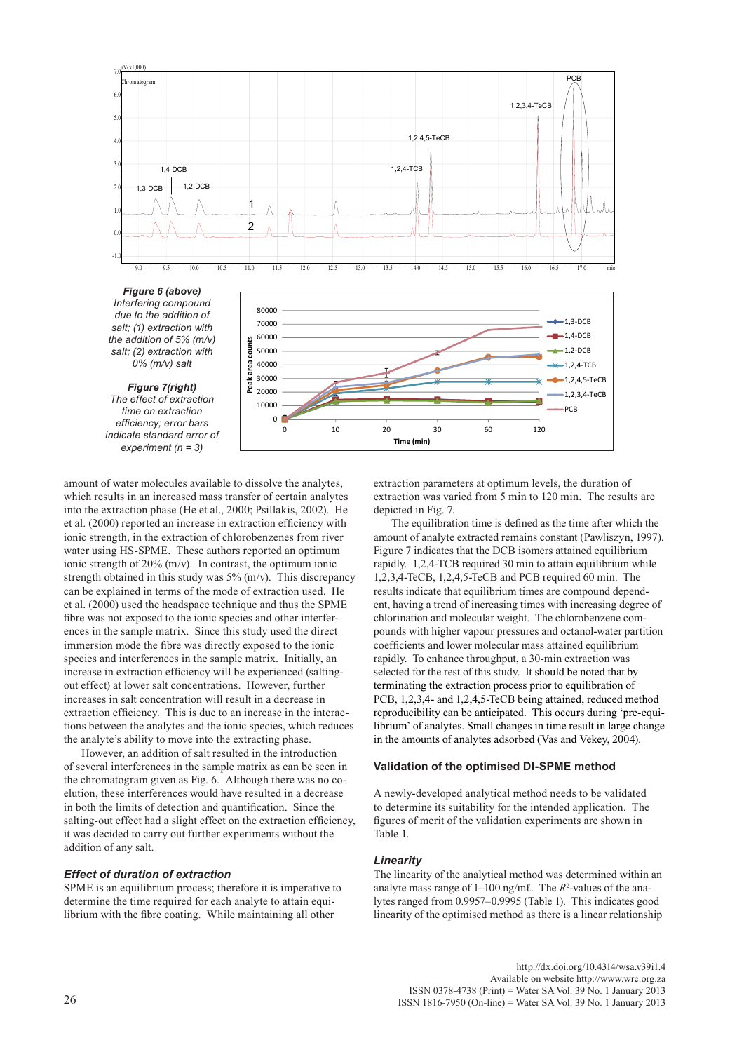*Figure 6 (above)*
*Interfering compound due to the addition of salt; (1) extraction with the addition of 5% (m/v) salt; (2) extraction with 0% (m/v) salt*

*Figure 7(right)*
*The effect of extraction time on extraction efficiency; error bars indicate standard error of experiment (n = 3)*

amount of water molecules available to dissolve the analytes, which results in an increased mass transfer of certain analytes into the extraction phase (He et al., 2000; Psillakis, 2002). He et al. (2000) reported an increase in extraction efficiency with ionic strength, in the extraction of chlorobenzenes from river water using HS-SPME. These authors reported an optimum ionic strength of 20% (m/v). In contrast, the optimum ionic strength obtained in this study was 5% (m/v). This discrepancy can be explained in terms of the mode of extraction used. He et al. (2000) used the headspace technique and thus the SPME fibre was not exposed to the ionic species and other interferences in the sample matrix. Since this study used the direct immersion mode the fibre was directly exposed to the ionic species and interferences in the sample matrix. Initially, an increase in extraction efficiency will be experienced (salting-out effect) at lower salt concentrations. However, further increases in salt concentration will result in a decrease in extraction efficiency. This is due to an increase in the interactions between the analytes and the ionic species, which reduces the analyte's ability to move into the extracting phase.

However, an addition of salt resulted in the introduction of several interferences in the sample matrix as can be seen in the chromatogram given as Fig. 6. Although there was no co-elution, these interferences would have resulted in a decrease in both the limits of detection and quantification. Since the salting-out effect had a slight effect on the extraction efficiency, it was decided to carry out further experiments without the addition of any salt.

### *Effect of duration of extraction*

SPME is an equilibrium process; therefore it is imperative to determine the time required for each analyte to attain equilibrium with the fibre coating. While maintaining all other extraction parameters at optimum levels, the duration of extraction was varied from 5 min to 120 min. The results are depicted in Fig. 7.

The equilibration time is defined as the time after which the amount of analyte extracted remains constant (Pawliszyn, 1997). Figure 7 indicates that the DCB isomers attained equilibrium rapidly. 1,2,4-TCB required 30 min to attain equilibrium while 1,2,3,4-TeCB, 1,2,4,5-TeCB and PCB required 60 min. The results indicate that equilibrium times are compound dependent, having a trend of increasing times with increasing degree of chlorination and molecular weight. The chlorobenzene compounds with higher vapour pressures and octanol-water partition coefficients and lower molecular mass attained equilibrium rapidly. To enhance throughput, a 30-min extraction was selected for the rest of this study. It should be noted that by terminating the extraction process prior to equilibration of PCB, 1,2,3,4- and 1,2,4,5-TeCB being attained, reduced method reproducibility can be anticipated. This occurs during 'pre-equilibrium' of analytes. Small changes in time result in large change in the amounts of analytes adsorbed (Vas and Vekey, 2004).

## Validation of the optimised DI-SPME method

A newly-developed analytical method needs to be validated to determine its suitability for the intended application. The figures of merit of the validation experiments are shown in Table 1.

### *Linearity*

The linearity of the analytical method was determined within an analyte mass range of 1–100 ng/mℓ. The $R^2$-values of the analytes ranged from 0.9957–0.9995 (Table 1). This indicates good linearity of the optimised method as there is a linear relationship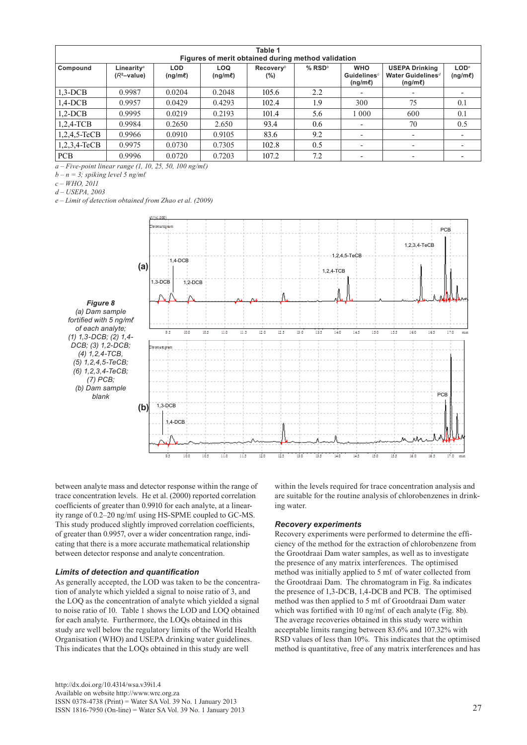**Table 1**
**Figures of merit obtained during method validation**

| Compound | Linearity[a] ($R^2$–value) | LOD (ng/mℓ) | LOQ (ng/mℓ) | Recovery[b] (%) | % RSD[b] | WHO Guidelines[c] (ng/mℓ) | USEPA Drinking Water Guidelines[d] (ng/mℓ) | LOD[e] (ng/mℓ) |
|---|---|---|---|---|---|---|---|---|
| 1,3-DCB | 0.9987 | 0.0204 | 0.2048 | 105.6 | 2.2 | - | - | - |
| 1,4-DCB | 0.9957 | 0.0429 | 0.4293 | 102.4 | 1.9 | 300 | 75 | 0.1 |
| 1,2-DCB | 0.9995 | 0.0219 | 0.2193 | 101.4 | 5.6 | 1 000 | 600 | 0.1 |
| 1,2,4-TCB | 0.9984 | 0.2650 | 2.650 | 93.4 | 0.6 | - | 70 | 0.5 |
| 1,2,4,5-TeCB | 0.9966 | 0.0910 | 0.9105 | 83.6 | 9.2 | - | - | - |
| 1,2,3,4-TeCB | 0.9975 | 0.0730 | 0.7305 | 102.8 | 0.5 | - | - | - |
| PCB | 0.9996 | 0.0720 | 0.7203 | 107.2 | 7.2 | - | - | - |

*a – Five-point linear range (1, 10, 25, 50, 100 ng/mℓ)*
*b – n = 3; spiking level 5 ng/mℓ*
*c – WHO, 2011*
*d – USEPA, 2003*
*e – Limit of detection obtained from Zhao et al. (2009)*

*Figure 8*
*(a) Dam sample fortified with 5 ng/mℓ of each analyte; (1) 1,3-DCB; (2) 1,4-DCB; (3) 1,2-DCB; (4) 1,2,4-TCB, (5) 1,2,4,5-TeCB; (6) 1,2,3,4-TeCB; (7) PCB; (b) Dam sample blank*

between analyte mass and detector response within the range of trace concentration levels. He et al. (2000) reported correlation coefficients of greater than 0.9910 for each analyte, at a linearity range of 0.2–20 ng/mℓ using HS-SPME coupled to GC-MS. This study produced slightly improved correlation coefficients, of greater than 0.9957, over a wider concentration range, indicating that there is a more accurate mathematical relationship between detector response and analyte concentration.

### Limits of detection and quantification

As generally accepted, the LOD was taken to be the concentration of analyte which yielded a signal to noise ratio of 3, and the LOQ as the concentration of analyte which yielded a signal to noise ratio of 10. Table 1 shows the LOD and LOQ obtained for each analyte. Furthermore, the LOQs obtained in this study are well below the regulatory limits of the World Health Organisation (WHO) and USEPA drinking water guidelines. This indicates that the LOQs obtained in this study are well within the levels required for trace concentration analysis and are suitable for the routine analysis of chlorobenzenes in drinking water.

### Recovery experiments

Recovery experiments were performed to determine the efficiency of the method for the extraction of chlorobenzene from the Grootdraai Dam water samples, as well as to investigate the presence of any matrix interferences. The optimised method was initially applied to 5 mℓ of water collected from the Grootdraai Dam. The chromatogram in Fig. 8a indicates the presence of 1,3-DCB, 1,4-DCB and PCB. The optimised method was then applied to 5 mℓ of Grootdraai Dam water which was fortified with 10 ng/mℓ of each analyte (Fig. 8b). The average recoveries obtained in this study were within acceptable limits ranging between 83.6% and 107.32% with RSD values of less than 10%. This indicates that the optimised method is quantitative, free of any matrix interferences and has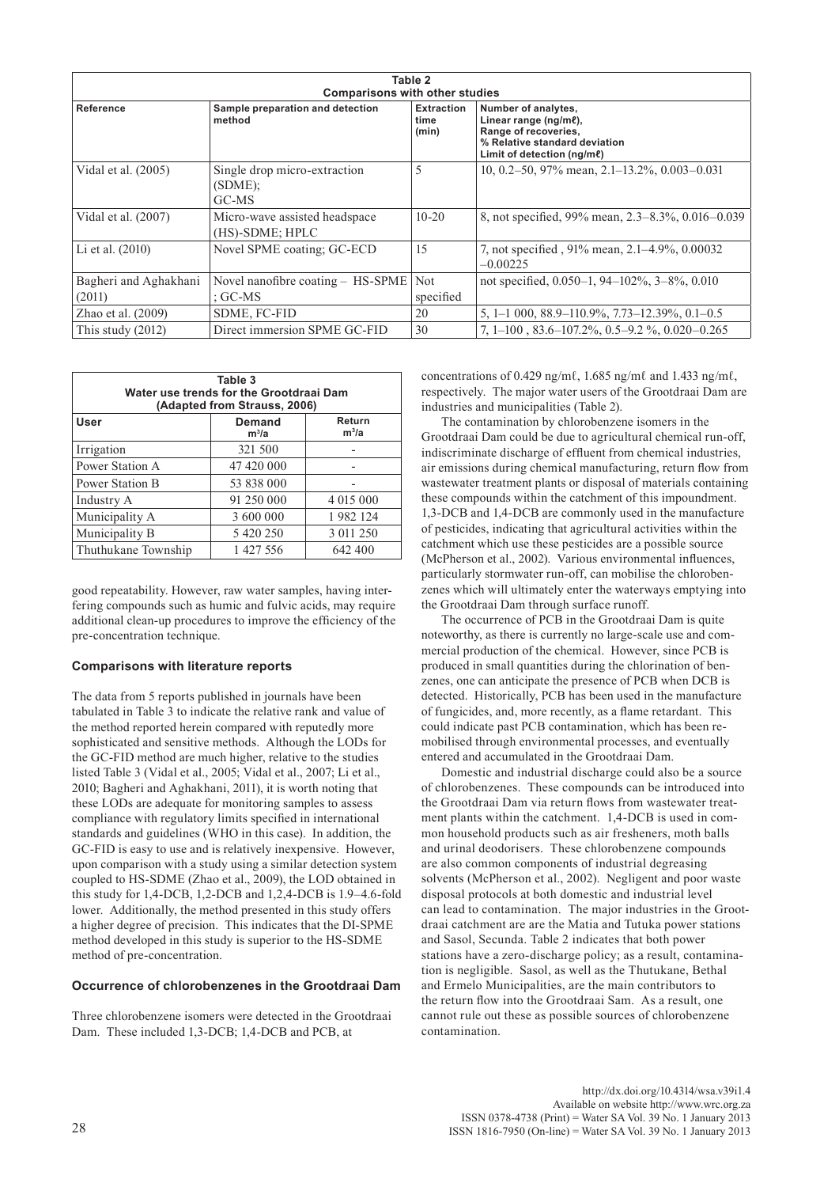**Table 2**
**Comparisons with other studies**

| Reference | Sample preparation and detection method | Extraction time (min) | Number of analytes, Linear range (ng/mℓ), Range of recoveries, % Relative standard deviation Limit of detection (ng/mℓ) |
|---|---|---|---|
| Vidal et al. (2005) | Single drop micro-extraction (SDME); GC-MS | 5 | 10, 0.2–50, 97% mean, 2.1–13.2%, 0.003–0.031 |
| Vidal et al. (2007) | Micro-wave assisted headspace (HS)-SDME; HPLC | 10-20 | 8, not specified, 99% mean, 2.3–8.3%, 0.016–0.039 |
| Li et al. (2010) | Novel SPME coating; GC-ECD | 15 | 7, not specified , 91% mean, 2.1–4.9%, 0.00032 –0.00225 |
| Bagheri and Aghakhani (2011) | Novel nanofibre coating – HS-SPME ; GC-MS | Not specified | not specified, 0.050–1, 94–102%, 3–8%, 0.010 |
| Zhao et al. (2009) | SDME, FC-FID | 20 | 5, 1–1 000, 88.9–110.9%, 7.73–12.39%, 0.1–0.5 |
| This study (2012) | Direct immersion SPME GC-FID | 30 | 7, 1–100 , 83.6–107.2%, 0.5–9.2 %, 0.020–0.265 |

**Table 3**
**Water use trends for the Grootdraai Dam (Adapted from Strauss, 2006)**

| User | Demand $m^3/a$ | Return $m^3/a$ |
|---|---|---|
| Irrigation | 321 500 | - |
| Power Station A | 47 420 000 | - |
| Power Station B | 53 838 000 | - |
| Industry A | 91 250 000 | 4 015 000 |
| Municipality A | 3 600 000 | 1 982 124 |
| Municipality B | 5 420 250 | 3 011 250 |
| Thuthukane Township | 1 427 556 | 642 400 |

good repeatability. However, raw water samples, having interfering compounds such as humic and fulvic acids, may require additional clean-up procedures to improve the efficiency of the pre-concentration technique.

### Comparisons with literature reports

The data from 5 reports published in journals have been tabulated in Table 3 to indicate the relative rank and value of the method reported herein compared with reputedly more sophisticated and sensitive methods. Although the LODs for the GC-FID method are much higher, relative to the studies listed Table 3 (Vidal et al., 2005; Vidal et al., 2007; Li et al., 2010; Bagheri and Aghakhani, 2011), it is worth noting that these LODs are adequate for monitoring samples to assess compliance with regulatory limits specified in international standards and guidelines (WHO in this case). In addition, the GC-FID is easy to use and is relatively inexpensive. However, upon comparison with a study using a similar detection system coupled to HS-SDME (Zhao et al., 2009), the LOD obtained in this study for 1,4-DCB, 1,2-DCB and 1,2,4-DCB is 1.9–4.6-fold lower. Additionally, the method presented in this study offers a higher degree of precision. This indicates that the DI-SPME method developed in this study is superior to the HS-SDME method of pre-concentration.

### Occurrence of chlorobenzenes in the Grootdraai Dam

Three chlorobenzene isomers were detected in the Grootdraai Dam. These included 1,3-DCB; 1,4-DCB and PCB, at concentrations of 0.429 ng/mℓ, 1.685 ng/mℓ and 1.433 ng/mℓ, respectively. The major water users of the Grootdraai Dam are industries and municipalities (Table 2).

The contamination by chlorobenzene isomers in the Grootdraai Dam could be due to agricultural chemical run-off, indiscriminate discharge of effluent from chemical industries, air emissions during chemical manufacturing, return flow from wastewater treatment plants or disposal of materials containing these compounds within the catchment of this impoundment. 1,3-DCB and 1,4-DCB are commonly used in the manufacture of pesticides, indicating that agricultural activities within the catchment which use these pesticides are a possible source (McPherson et al., 2002). Various environmental influences, particularly stormwater run-off, can mobilise the chlorobenzenes which will ultimately enter the waterways emptying into the Grootdraai Dam through surface runoff.

The occurrence of PCB in the Grootdraai Dam is quite noteworthy, as there is currently no large-scale use and commercial production of the chemical. However, since PCB is produced in small quantities during the chlorination of benzenes, one can anticipate the presence of PCB when DCB is detected. Historically, PCB has been used in the manufacture of fungicides, and, more recently, as a flame retardant. This could indicate past PCB contamination, which has been remobilised through environmental processes, and eventually entered and accumulated in the Grootdraai Dam.

Domestic and industrial discharge could also be a source of chlorobenzenes. These compounds can be introduced into the Grootdraai Dam via return flows from wastewater treatment plants within the catchment. 1,4-DCB is used in common household products such as air fresheners, moth balls and urinal deodorisers. These chlorobenzene compounds are also common components of industrial degreasing solvents (McPherson et al., 2002). Negligent and poor waste disposal protocols at both domestic and industrial level can lead to contamination. The major industries in the Grootdraai catchment are are the Matia and Tutuka power stations and Sasol, Secunda. Table 2 indicates that both power stations have a zero-discharge policy; as a result, contamination is negligible. Sasol, as well as the Thutukane, Bethal and Ermelo Municipalities, are the main contributors to the return flow into the Grootdraai Sam. As a result, one cannot rule out these as possible sources of chlorobenzene contamination.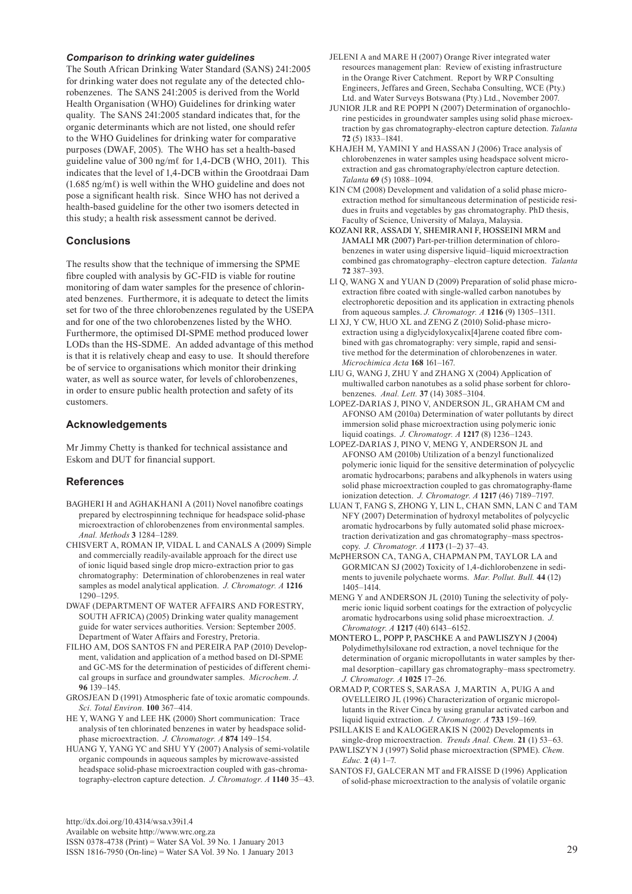### Comparison to drinking water guidelines

The South African Drinking Water Standard (SANS) 241:2005 for drinking water does not regulate any of the detected chlorobenzenes. The SANS 241:2005 is derived from the World Health Organisation (WHO) Guidelines for drinking water quality. The SANS 241:2005 standard indicates that, for the organic determinants which are not listed, one should refer to the WHO Guidelines for drinking water for comparative purposes (DWAF, 2005). The WHO has set a health-based guideline value of 300 ng/mℓ for 1,4-DCB (WHO, 2011). This indicates that the level of 1,4-DCB within the Grootdraai Dam (1.685 ng/mℓ) is well within the WHO guideline and does not pose a significant health risk. Since WHO has not derived a health-based guideline for the other two isomers detected in this study; a health risk assessment cannot be derived.

## Conclusions

The results show that the technique of immersing the SPME fibre coupled with analysis by GC-FID is viable for routine monitoring of dam water samples for the presence of chlorinated benzenes. Furthermore, it is adequate to detect the limits set for two of the three chlorobenzenes regulated by the USEPA and for one of the two chlorobenzenes listed by the WHO. Furthermore, the optimised DI-SPME method produced lower LODs than the HS-SDME. An added advantage of this method is that it is relatively cheap and easy to use. It should therefore be of service to organisations which monitor their drinking water, as well as source water, for levels of chlorobenzenes, in order to ensure public health protection and safety of its customers.

## Acknowledgements

Mr Jimmy Chetty is thanked for technical assistance and Eskom and DUT for financial support.

## References

BAGHERI H and AGHAKHANI A (2011) Novel nanofibre coatings prepared by electrospinning technique for headspace solid-phase microextraction of chlorobenzenes from environmental samples. *Anal. Methods* **3** 1284–1289.

CHISVERT A, ROMAN IP, VIDAL L and CANALS A (2009) Simple and commercially readily-available approach for the direct use of ionic liquid based single drop micro-extraction prior to gas chromatography: Determination of chlorobenzenes in real water samples as model analytical application. *J. Chromatogr. A* **1216** 1290–1295.

DWAF (DEPARTMENT OF WATER AFFAIRS AND FORESTRY, SOUTH AFRICA) (2005) Drinking water quality management guide for water services authorities. Version: September 2005. Department of Water Affairs and Forestry, Pretoria.

FILHO AM, DOS SANTOS FN and PEREIRA PAP (2010) Development, validation and application of a method based on DI-SPME and GC-MS for the determination of pesticides of different chemical groups in surface and groundwater samples. *Microchem. J.* **96** 139–145.

GROSJEAN D (1991) Atmospheric fate of toxic aromatic compounds. *Sci. Total Environ.* **100** 367–414.

HE Y, WANG Y and LEE HK (2000) Short communication: Trace analysis of ten chlorinated benzenes in water by headspace solid-phase microextraction. *J. Chromatogr. A* **874** 149–154.

HUANG Y, YANG YC and SHU YY (2007) Analysis of semi-volatile organic compounds in aqueous samples by microwave-assisted headspace solid-phase microextraction coupled with gas-chromatography-electron capture detection. *J. Chromatogr. A* **1140** 35–43.

JELENI A and MARE H (2007) Orange River integrated water resources management plan: Review of existing infrastructure in the Orange River Catchment. Report by WRP Consulting Engineers, Jeffares and Green, Sechaba Consulting, WCE (Pty.) Ltd. and Water Surveys Botswana (Pty.) Ltd., November 2007.

JUNIOR JLR and RE POPPI N (2007) Determination of organochlorine pesticides in groundwater samples using solid phase microextraction by gas chromatography-electron capture detection. *Talanta* **72** (5) 1833–1841.

KHAJEH M, YAMINI Y and HASSAN J (2006) Trace analysis of chlorobenzenes in water samples using headspace solvent microextraction and gas chromatography/electron capture detection. *Talanta* **69** (5) 1088–1094.

KIN CM (2008) Development and validation of a solid phase microextraction method for simultaneous determination of pesticide residues in fruits and vegetables by gas chromatography. PhD thesis, Faculty of Science, University of Malaya, Malaysia.

KOZANI RR, ASSADI Y, SHEMIRANI F, HOSSEINI MRM and JAMALI MR (2007) Part-per-trillion determination of chlorobenzenes in water using dispersive liquid–liquid microextraction combined gas chromatography–electron capture detection. *Talanta* **72** 387–393.

LI Q, WANG X and YUAN D (2009) Preparation of solid phase microextraction fibre coated with single-walled carbon nanotubes by electrophoretic deposition and its application in extracting phenols from aqueous samples. *J. Chromatogr. A* **1216** (9) 1305–1311.

LI XJ, Y CW, HUO XL and ZENG Z (2010) Solid-phase microextraction using a diglycidyloxycalix[4]arene coated fibre combined with gas chromatography: very simple, rapid and sensitive method for the determination of chlorobenzenes in water. *Microchimica Acta* **168** 161–167.

LIU G, WANG J, ZHU Y and ZHANG X (2004) Application of multiwalled carbon nanotubes as a solid phase sorbent for chlorobenzenes. *Anal. Lett.* **37** (14) 3085–3104.

LOPEZ-DARIAS J, PINO V, ANDERSON JL, GRAHAM CM and AFONSO AM (2010a) Determination of water pollutants by direct immersion solid phase microextraction using polymeric ionic liquid coatings. *J. Chromatogr. A* **1217** (8) 1236–1243.

LOPEZ-DARIAS J, PINO V, MENG Y, ANDERSON JL and AFONSO AM (2010b) Utilization of a benzyl functionalized polymeric ionic liquid for the sensitive determination of polycyclic aromatic hydrocarbons; parabens and alkyphenols in waters using solid phase microextraction coupled to gas chromatography-flame ionization detection. *J. Chromatogr. A* **1217** (46) 7189–7197.

LUAN T, FANG S, ZHONG Y, LIN L, CHAN SMN, LAN C and TAM NFY (2007) Determination of hydroxyl metabolites of polycyclic aromatic hydrocarbons by fully automated solid phase microextraction derivatization and gas chromatography–mass spectroscopy. *J. Chromatogr. A* **1173** (1–2) 37–43.

McPHERSON CA, TANG A, CHAPMAN PM, TAYLOR LA and GORMICAN SJ (2002) Toxicity of 1,4-dichlorobenzene in sediments to juvenile polychaete worms. *Mar. Pollut. Bull.* **44** (12) 1405–1414.

MENG Y and ANDERSON JL (2010) Tuning the selectivity of polymeric ionic liquid sorbent coatings for the extraction of polycyclic aromatic hydrocarbons using solid phase microextraction. *J. Chromatogr. A* **1217** (40) 6143–6152.

MONTERO L, POPP P, PASCHKE A and PAWLISZYN J (2004) Polydimethylsiloxane rod extraction, a novel technique for the determination of organic micropollutants in water samples by thermal desorption–capillary gas chromatography–mass spectrometry. *J. Chromatogr. A* **1025** 17–26.

ORMAD P, CORTES S, SARASA J, MARTIN A, PUIG A and OVELLEIRO JL (1996) Characterization of organic micropollutants in the River Cinca by using granular activated carbon and liquid extraction. *J. Chromatogr. A* **733** 159–169.

PSILLAKIS E and KALOGERAKIS N (2002) Developments in single-drop microextraction. *Trends Anal. Chem.* **21** (1) 53–63.

PAWLISZYN J (1997) Solid phase microextraction (SPME). *Chem. Educ.* **2** (4) 1–7.

SANTOS FJ, GALCERAN MT and FRAISSE D (1996) Application of solid-phase microextraction to the analysis of volatile organic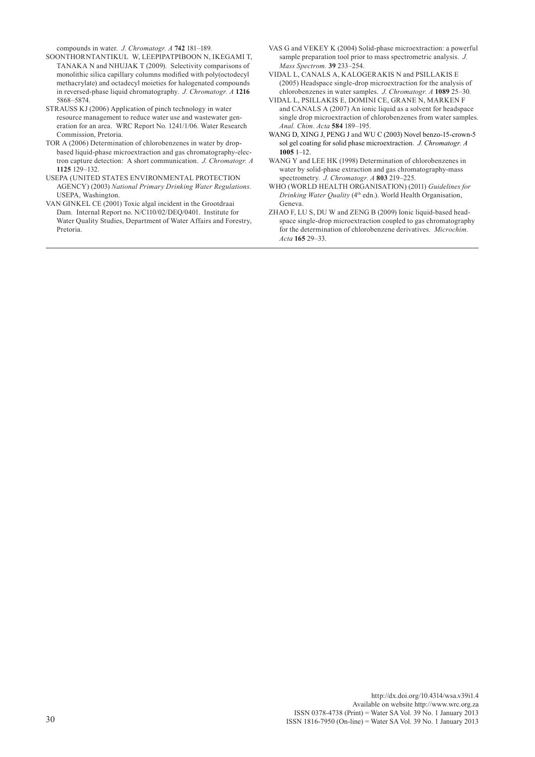compounds in water. *J. Chromatogr. A* **742** 181–189.

SOONTHORNTANTIKUL W, LEEPIPATPIBOON N, IKEGAMI T, TANAKA N and NHUJAK T (2009). Selectivity comparisons of monolithic silica capillary columns modified with poly(octodecyl methacrylate) and octadecyl moieties for halogenated compounds in reversed-phase liquid chromatography. *J. Chromatogr. A* **1216** 5868–5874.

STRAUSS KJ (2006) Application of pinch technology in water resource management to reduce water use and wastewater generation for an area. WRC Report No. 1241/1/06. Water Research Commission, Pretoria.

TOR A (2006) Determination of chlorobenzenes in water by drop-based liquid-phase microextraction and gas chromatography-electron capture detection: A short communication. *J. Chromatogr. A* **1125** 129–132.

USEPA (UNITED STATES ENVIRONMENTAL PROTECTION AGENCY) (2003) *National Primary Drinking Water Regulations.* USEPA, Washington.

VAN GINKEL CE (2001) Toxic algal incident in the Grootdraai Dam. Internal Report no. N/C110/02/DEQ/0401. Institute for Water Quality Studies, Department of Water Affairs and Forestry, Pretoria.

VAS G and VEKEY K (2004) Solid-phase microextraction: a powerful sample preparation tool prior to mass spectrometric analysis. *J. Mass Spectrom.* **39** 233–254.

VIDAL L, CANALS A, KALOGERAKIS N and PSILLAKIS E (2005) Headspace single-drop microextraction for the analysis of chlorobenzenes in water samples. *J. Chromatogr. A* **1089** 25–30.

VIDAL L, PSILLAKIS E, DOMINI CE, GRANE N, MARKEN F and CANALS A (2007) An ionic liquid as a solvent for headspace single drop microextraction of chlorobenzenes from water samples. *Anal. Chim. Acta* **584** 189–195.

WANG D, XING J, PENG J and WU C (2003) Novel benzo-15-crown-5 sol gel coating for solid phase microextraction. *J. Chromatogr. A* **1005** 1–12.

WANG Y and LEE HK (1998) Determination of chlorobenzenes in water by solid-phase extraction and gas chromatography-mass spectrometry. *J. Chromatogr. A* **803** 219–225.

WHO (WORLD HEALTH ORGANISATION) (2011) *Guidelines for Drinking Water Quality* (4th edn.). World Health Organisation, Geneva.

ZHAO F, LU S, DU W and ZENG B (2009) Ionic liquid-based headspace single-drop microextraction coupled to gas chromatography for the determination of chlorobenzene derivatives. *Microchim. Acta* **165** 29–33.